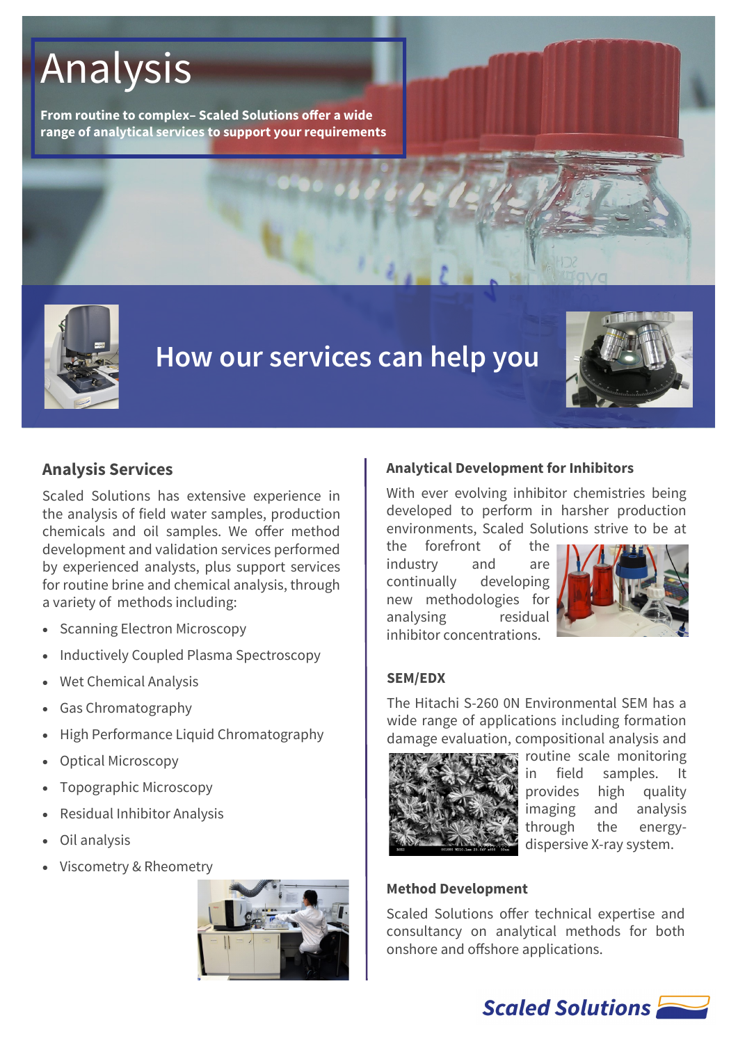# Analysis

**From routine to complex– Scaled Solutions offer a wide range of analytical services to support your requirements**

## How our services can help you

### Analysis Services

Scaled Solutions has extensive experience in the analysis of field water samples, production chemicals and oil samples. We offer method development and validation services performed by experienced analysts, plus support services for routine brine and chemical analysis, through a variety of methods including:

- Scanning Electron Microscopy
- Inductively Coupled Plasma Spectroscopy
- Wet Chemical Analysis
- Gas Chromatography
- High Performance Liquid Chromatography
- Optical Microscopy
- Topographic Microscopy
- Residual Inhibitor Analysis
- Oil analysis
- Viscometry & Rheometry

### Analytical Development for Inhibitors

With ever evolving inhibitor chemistries being developed to perform in harsher production environments, Scaled Solutions strive to be at the forefront of the industry and are continually developing new methodologies for analysing residual inhibitor concentrations.

### SEM/EDX

The Hitachi S-260 0N Environmental SEM has a wide range of applications including formation damage evaluation, compositional analysis and routine scale monitoring in field samples. It provides high quality imaging and analysis through the energy-dispersive X-ray system.

### Method Development

Scaled Solutions offer technical expertise and consultancy on analytical methods for both onshore and offshore applications.

**Scaled Solutions**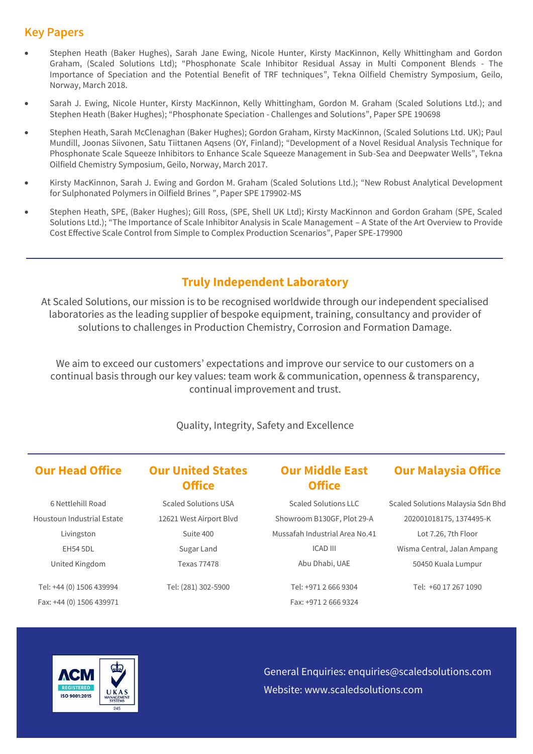## Key Papers

- Stephen Heath (Baker Hughes), Sarah Jane Ewing, Nicole Hunter, Kirsty MacKinnon, Kelly Whittingham and Gordon Graham, (Scaled Solutions Ltd); "Phosphonate Scale Inhibitor Residual Assay in Multi Component Blends - The Importance of Speciation and the Potential Benefit of TRF techniques", Tekna Oilfield Chemistry Symposium, Geilo, Norway, March 2018.
- Sarah J. Ewing, Nicole Hunter, Kirsty MacKinnon, Kelly Whittingham, Gordon M. Graham (Scaled Solutions Ltd.); and Stephen Heath (Baker Hughes); "Phosphonate Speciation - Challenges and Solutions", Paper SPE 190698
- Stephen Heath, Sarah McClenaghan (Baker Hughes); Gordon Graham, Kirsty MacKinnon, (Scaled Solutions Ltd. UK); Paul Mundill, Joonas Siivonen, Satu Tiittanen Aqsens (OY, Finland); "Development of a Novel Residual Analysis Technique for Phosphonate Scale Squeeze Inhibitors to Enhance Scale Squeeze Management in Sub-Sea and Deepwater Wells", Tekna Oilfield Chemistry Symposium, Geilo, Norway, March 2017.
- Kirsty MacKinnon, Sarah J. Ewing and Gordon M. Graham (Scaled Solutions Ltd.); "New Robust Analytical Development for Sulphonated Polymers in Oilfield Brines ", Paper SPE 179902-MS
- Stephen Heath, SPE, (Baker Hughes); Gill Ross, (SPE, Shell UK Ltd); Kirsty MacKinnon and Gordon Graham (SPE, Scaled Solutions Ltd.); "The Importance of Scale Inhibitor Analysis in Scale Management – A State of the Art Overview to Provide Cost Effective Scale Control from Simple to Complex Production Scenarios", Paper SPE-179900

---

## Truly Independent Laboratory

At Scaled Solutions, our mission is to be recognised worldwide through our independent specialised laboratories as the leading supplier of bespoke equipment, training, consultancy and provider of solutions to challenges in Production Chemistry, Corrosion and Formation Damage.

We aim to exceed our customers' expectations and improve our service to our customers on a continual basis through our key values: team work & communication, openness & transparency, continual improvement and trust.

Quality, Integrity, Safety and Excellence

---

### Our Head Office

6 Nettlehill Road
Houstoun Industrial Estate
Livingston
EH54 5DL
United Kingdom

Tel: +44 (0) 1506 439994
Fax: +44 (0) 1506 439971

### Our United States Office

Scaled Solutions USA
12621 West Airport Blvd
Suite 400
Sugar Land
Texas 77478

Tel: (281) 302-5900

### Our Middle East Office

Scaled Solutions LLC
Showroom B130GF, Plot 29-A
Mussafah Industrial Area No.41
ICAD III
Abu Dhabi, UAE

Tel: +971 2 666 9304
Fax: +971 2 666 9324

### Our Malaysia Office

Scaled Solutions Malaysia Sdn Bhd
202001018175, 1374495-K
Lot 7.26, 7th Floor
Wisma Central, Jalan Ampang
50450 Kuala Lumpur

Tel: +60 17 267 1090

ACM REGISTERED ISO 9001:2015
UKAS MANAGEMENT SYSTEMS 245

General Enquiries: enquiries@scaledsolutions.com
Website: www.scaledsolutions.com